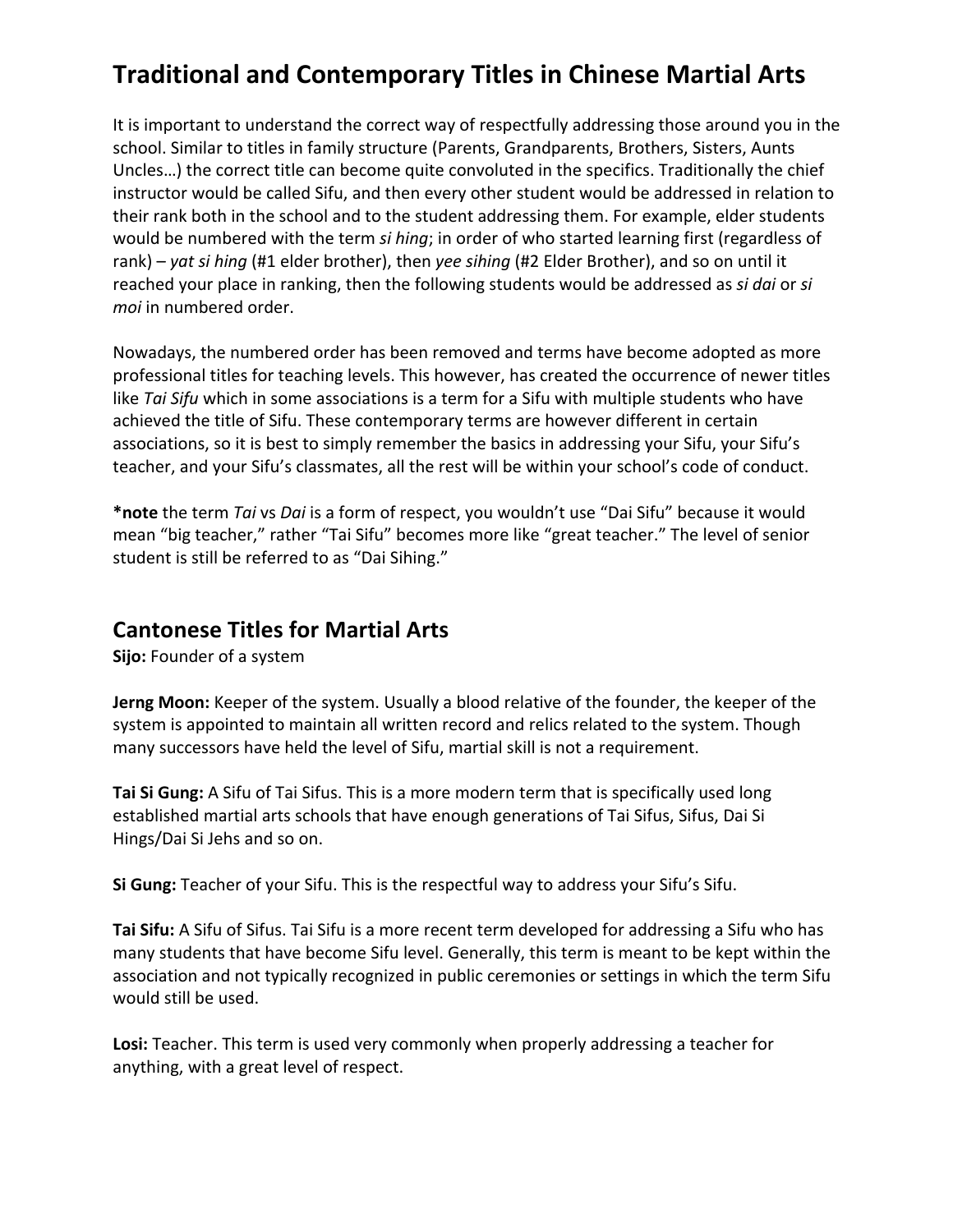# Traditional and Contemporary Titles in Chinese Martial Arts

It is important to understand the correct way of respectfully addressing those around you in the school. Similar to titles in family structure (Parents, Grandparents, Brothers, Sisters, Aunts Uncles…) the correct title can become quite convoluted in the specifics. Traditionally the chief instructor would be called Sifu, and then every other student would be addressed in relation to their rank both in the school and to the student addressing them. For example, elder students would be numbered with the term *si hing*; in order of who started learning first (regardless of rank) – *yat si hing* (#1 elder brother), then *yee sihing* (#2 Elder Brother), and so on until it reached your place in ranking, then the following students would be addressed as *si dai* or *si moi* in numbered order.

Nowadays, the numbered order has been removed and terms have become adopted as more professional titles for teaching levels. This however, has created the occurrence of newer titles like *Tai Sifu* which in some associations is a term for a Sifu with multiple students who have achieved the title of Sifu. These contemporary terms are however different in certain associations, so it is best to simply remember the basics in addressing your Sifu, your Sifu's teacher, and your Sifu's classmates, all the rest will be within your school's code of conduct.

***note** the term *Tai* vs *Dai* is a form of respect, you wouldn't use "Dai Sifu" because it would mean "big teacher," rather "Tai Sifu" becomes more like "great teacher." The level of senior student is still be referred to as "Dai Sihing."

## Cantonese Titles for Martial Arts

**Sijo:** Founder of a system

**Jerng Moon:** Keeper of the system. Usually a blood relative of the founder, the keeper of the system is appointed to maintain all written record and relics related to the system. Though many successors have held the level of Sifu, martial skill is not a requirement.

**Tai Si Gung:** A Sifu of Tai Sifus. This is a more modern term that is specifically used long established martial arts schools that have enough generations of Tai Sifus, Sifus, Dai Si Hings/Dai Si Jehs and so on.

**Si Gung:** Teacher of your Sifu. This is the respectful way to address your Sifu's Sifu.

**Tai Sifu:** A Sifu of Sifus. Tai Sifu is a more recent term developed for addressing a Sifu who has many students that have become Sifu level. Generally, this term is meant to be kept within the association and not typically recognized in public ceremonies or settings in which the term Sifu would still be used.

**Losi:** Teacher. This term is used very commonly when properly addressing a teacher for anything, with a great level of respect.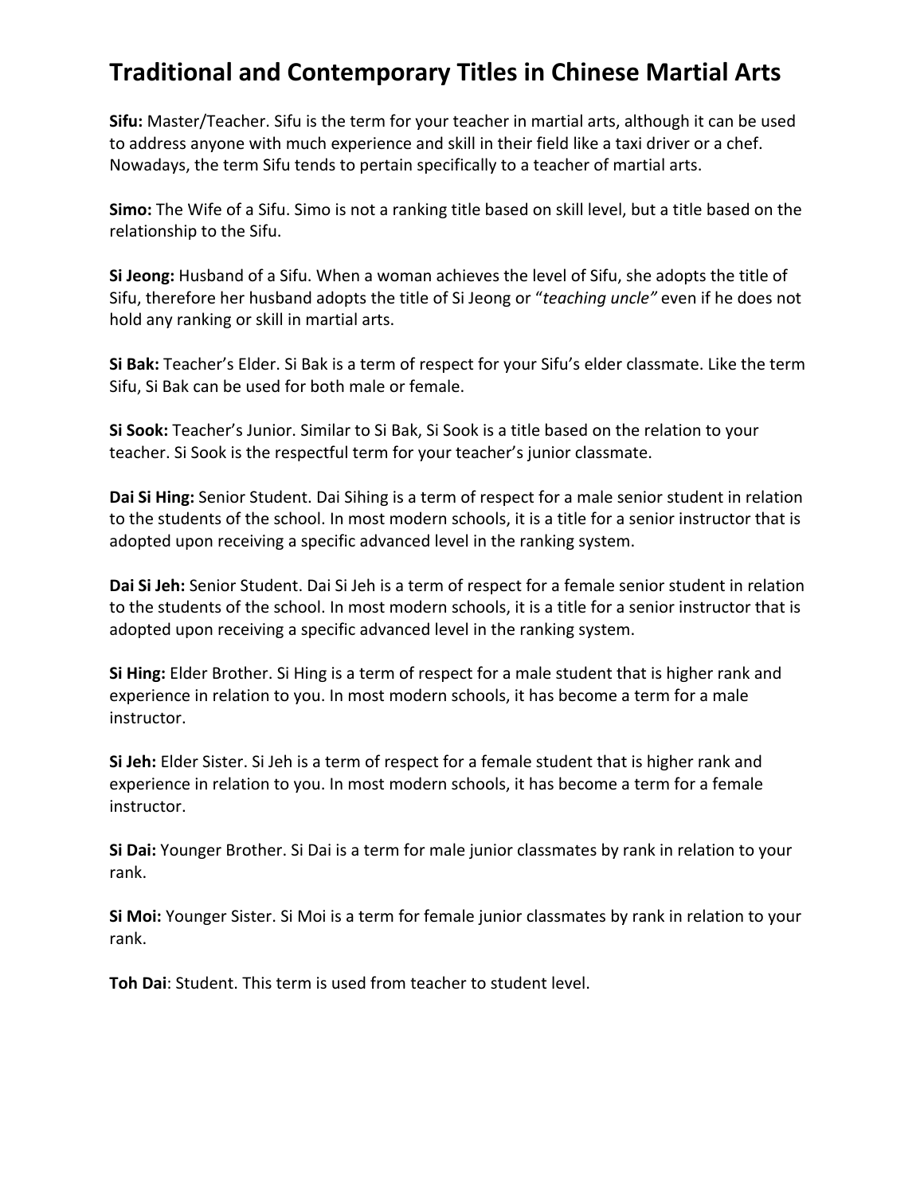# Traditional and Contemporary Titles in Chinese Martial Arts

**Sifu:** Master/Teacher. Sifu is the term for your teacher in martial arts, although it can be used to address anyone with much experience and skill in their field like a taxi driver or a chef. Nowadays, the term Sifu tends to pertain specifically to a teacher of martial arts.

**Simo:** The Wife of a Sifu. Simo is not a ranking title based on skill level, but a title based on the relationship to the Sifu.

**Si Jeong:** Husband of a Sifu. When a woman achieves the level of Sifu, she adopts the title of Sifu, therefore her husband adopts the title of Si Jeong or "*teaching uncle"* even if he does not hold any ranking or skill in martial arts.

**Si Bak:** Teacher's Elder. Si Bak is a term of respect for your Sifu's elder classmate. Like the term Sifu, Si Bak can be used for both male or female.

**Si Sook:** Teacher's Junior. Similar to Si Bak, Si Sook is a title based on the relation to your teacher. Si Sook is the respectful term for your teacher's junior classmate.

**Dai Si Hing:** Senior Student. Dai Sihing is a term of respect for a male senior student in relation to the students of the school. In most modern schools, it is a title for a senior instructor that is adopted upon receiving a specific advanced level in the ranking system.

**Dai Si Jeh:** Senior Student. Dai Si Jeh is a term of respect for a female senior student in relation to the students of the school. In most modern schools, it is a title for a senior instructor that is adopted upon receiving a specific advanced level in the ranking system.

**Si Hing:** Elder Brother. Si Hing is a term of respect for a male student that is higher rank and experience in relation to you. In most modern schools, it has become a term for a male instructor.

**Si Jeh:** Elder Sister. Si Jeh is a term of respect for a female student that is higher rank and experience in relation to you. In most modern schools, it has become a term for a female instructor.

**Si Dai:** Younger Brother. Si Dai is a term for male junior classmates by rank in relation to your rank.

**Si Moi:** Younger Sister. Si Moi is a term for female junior classmates by rank in relation to your rank.

**Toh Dai**: Student. This term is used from teacher to student level.